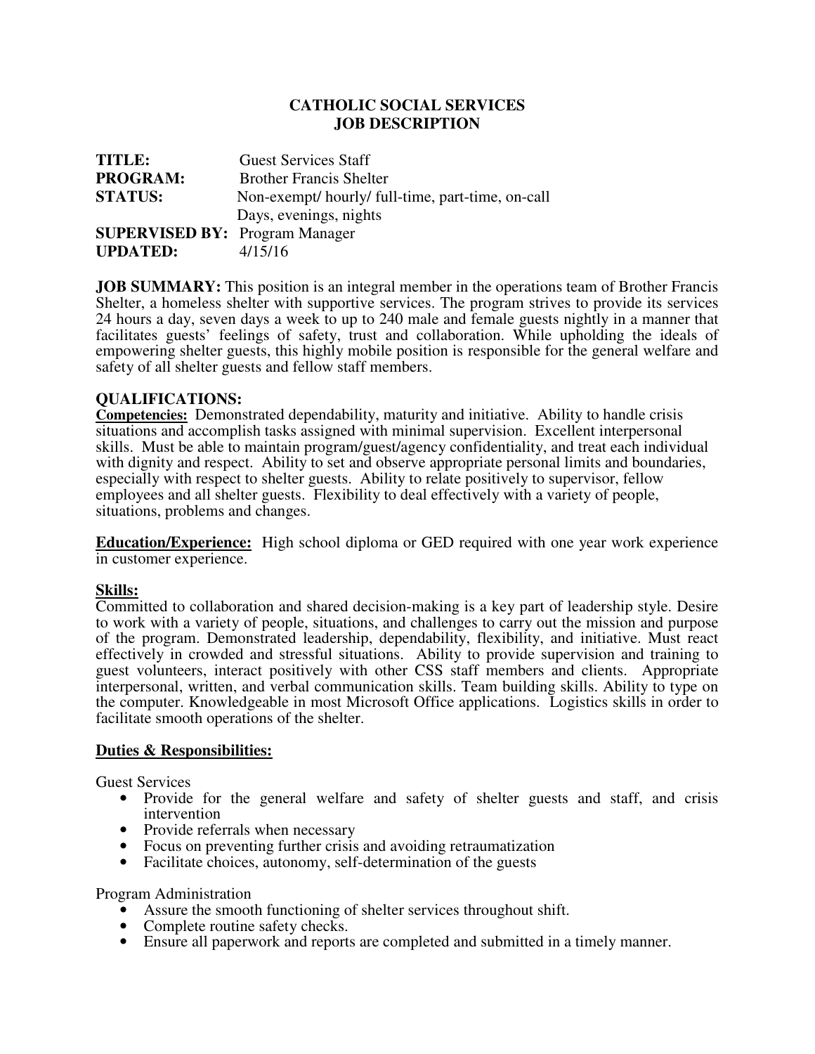# CATHOLIC SOCIAL SERVICES
# JOB DESCRIPTION

**TITLE:** Guest Services Staff
**PROGRAM:** Brother Francis Shelter
**STATUS:** Non-exempt/ hourly/ full-time, part-time, on-call
Days, evenings, nights
**SUPERVISED BY:** Program Manager
**UPDATED:** 4/15/16

**JOB SUMMARY:** This position is an integral member in the operations team of Brother Francis Shelter, a homeless shelter with supportive services. The program strives to provide its services 24 hours a day, seven days a week to up to 240 male and female guests nightly in a manner that facilitates guests' feelings of safety, trust and collaboration. While upholding the ideals of empowering shelter guests, this highly mobile position is responsible for the general welfare and safety of all shelter guests and fellow staff members.

## QUALIFICATIONS:

**Competencies:** Demonstrated dependability, maturity and initiative. Ability to handle crisis situations and accomplish tasks assigned with minimal supervision. Excellent interpersonal skills. Must be able to maintain program/guest/agency confidentiality, and treat each individual with dignity and respect. Ability to set and observe appropriate personal limits and boundaries, especially with respect to shelter guests. Ability to relate positively to supervisor, fellow employees and all shelter guests. Flexibility to deal effectively with a variety of people, situations, problems and changes.

**Education/Experience:** High school diploma or GED required with one year work experience in customer experience.

**Skills:**
Committed to collaboration and shared decision-making is a key part of leadership style. Desire to work with a variety of people, situations, and challenges to carry out the mission and purpose of the program. Demonstrated leadership, dependability, flexibility, and initiative. Must react effectively in crowded and stressful situations. Ability to provide supervision and training to guest volunteers, interact positively with other CSS staff members and clients. Appropriate interpersonal, written, and verbal communication skills. Team building skills. Ability to type on the computer. Knowledgeable in most Microsoft Office applications. Logistics skills in order to facilitate smooth operations of the shelter.

**Duties & Responsibilities:**

Guest Services

- Provide for the general welfare and safety of shelter guests and staff, and crisis intervention
- Provide referrals when necessary
- Focus on preventing further crisis and avoiding retraumatization
- Facilitate choices, autonomy, self-determination of the guests

Program Administration

- Assure the smooth functioning of shelter services throughout shift.
- Complete routine safety checks.
- Ensure all paperwork and reports are completed and submitted in a timely manner.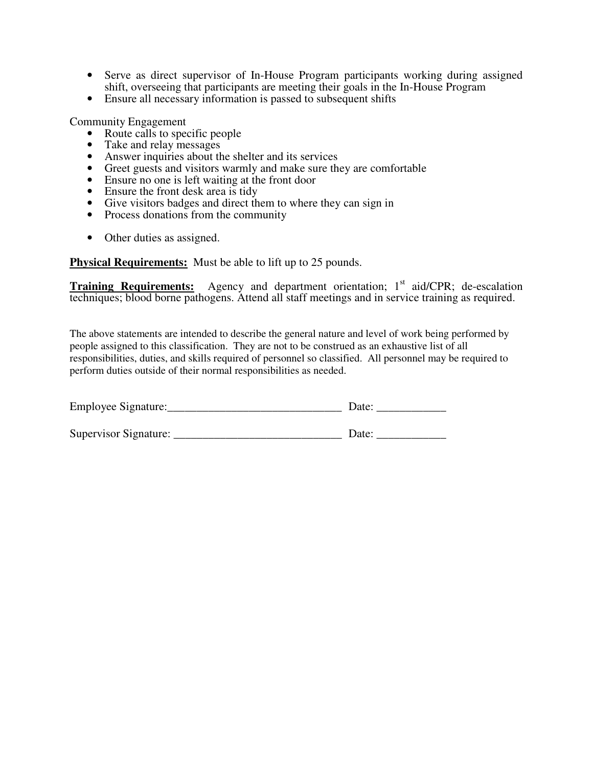- Serve as direct supervisor of In-House Program participants working during assigned shift, overseeing that participants are meeting their goals in the In-House Program
- Ensure all necessary information is passed to subsequent shifts

Community Engagement

- Route calls to specific people
- Take and relay messages
- Answer inquiries about the shelter and its services
- Greet guests and visitors warmly and make sure they are comfortable
- Ensure no one is left waiting at the front door
- Ensure the front desk area is tidy
- Give visitors badges and direct them to where they can sign in
- Process donations from the community

- Other duties as assigned.

**Physical Requirements:** Must be able to lift up to 25 pounds.

**Training Requirements:** Agency and department orientation; 1st aid/CPR; de-escalation techniques; blood borne pathogens. Attend all staff meetings and in service training as required.

The above statements are intended to describe the general nature and level of work being performed by people assigned to this classification. They are not to be construed as an exhaustive list of all responsibilities, duties, and skills required of personnel so classified. All personnel may be required to perform duties outside of their normal responsibilities as needed.

Employee Signature:______________________________ Date: ____________

Supervisor Signature: _____________________________ Date: ____________